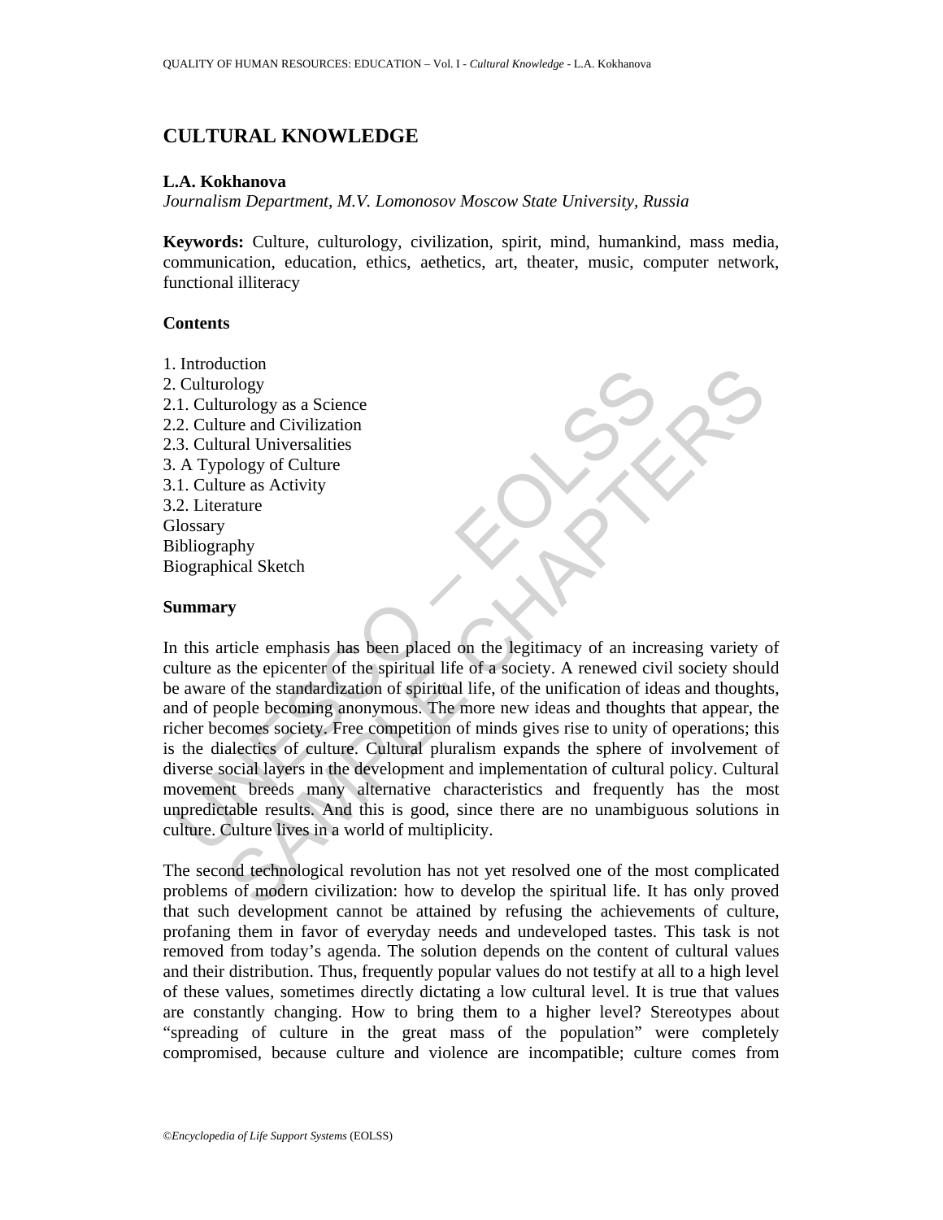# CULTURAL KNOWLEDGE

**L.A. Kokhanova**

*Journalism Department, M.V. Lomonosov Moscow State University, Russia*

**Keywords:** Culture, culturology, civilization, spirit, mind, humankind, mass media, communication, education, ethics, aethetics, art, theater, music, computer network, functional illiteracy

## Contents

1. Introduction
2. Culturology
2.1. Culturology as a Science
2.2. Culture and Civilization
2.3. Cultural Universalities
3. A Typology of Culture
3.1. Culture as Activity
3.2. Literature

Glossary
Bibliography
Biographical Sketch

## Summary

In this article emphasis has been placed on the legitimacy of an increasing variety of culture as the epicenter of the spiritual life of a society. A renewed civil society should be aware of the standardization of spiritual life, of the unification of ideas and thoughts, and of people becoming anonymous. The more new ideas and thoughts that appear, the richer becomes society. Free competition of minds gives rise to unity of operations; this is the dialectics of culture. Cultural pluralism expands the sphere of involvement of diverse social layers in the development and implementation of cultural policy. Cultural movement breeds many alternative characteristics and frequently has the most unpredictable results. And this is good, since there are no unambiguous solutions in culture. Culture lives in a world of multiplicity.

The second technological revolution has not yet resolved one of the most complicated problems of modern civilization: how to develop the spiritual life. It has only proved that such development cannot be attained by refusing the achievements of culture, profaning them in favor of everyday needs and undeveloped tastes. This task is not removed from today's agenda. The solution depends on the content of cultural values and their distribution. Thus, frequently popular values do not testify at all to a high level of these values, sometimes directly dictating a low cultural level. It is true that values are constantly changing. How to bring them to a higher level? Stereotypes about "spreading of culture in the great mass of the population" were completely compromised, because culture and violence are incompatible; culture comes from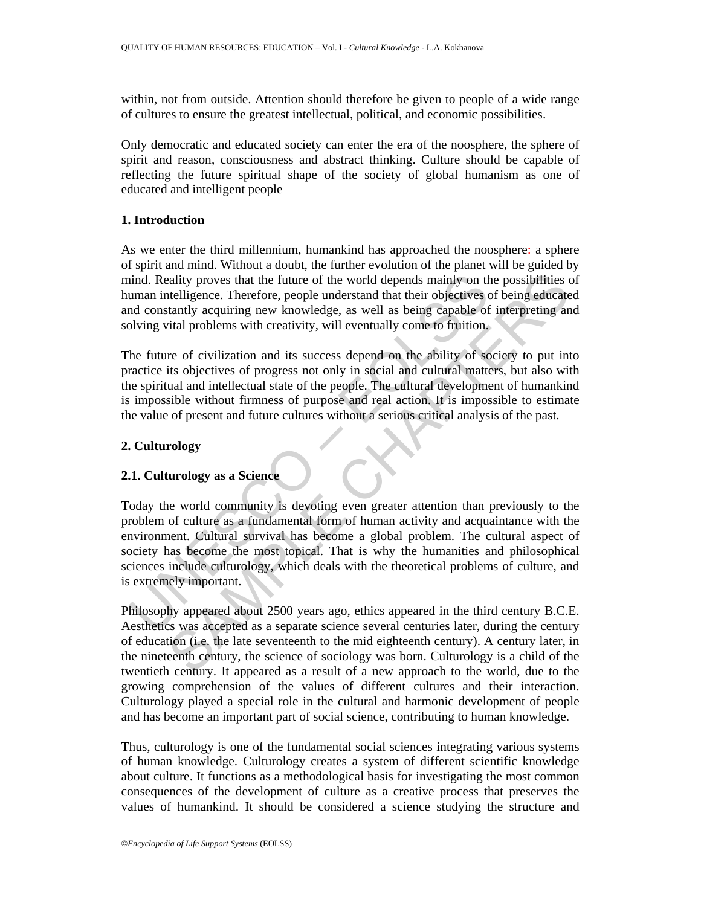within, not from outside. Attention should therefore be given to people of a wide range of cultures to ensure the greatest intellectual, political, and economic possibilities.

Only democratic and educated society can enter the era of the noosphere, the sphere of spirit and reason, consciousness and abstract thinking. Culture should be capable of reflecting the future spiritual shape of the society of global humanism as one of educated and intelligent people

## 1. Introduction

As we enter the third millennium, humankind has approached the noosphere: a sphere of spirit and mind. Without a doubt, the further evolution of the planet will be guided by mind. Reality proves that the future of the world depends mainly on the possibilities of human intelligence. Therefore, people understand that their objectives of being educated and constantly acquiring new knowledge, as well as being capable of interpreting and solving vital problems with creativity, will eventually come to fruition.

The future of civilization and its success depend on the ability of society to put into practice its objectives of progress not only in social and cultural matters, but also with the spiritual and intellectual state of the people. The cultural development of humankind is impossible without firmness of purpose and real action. It is impossible to estimate the value of present and future cultures without a serious critical analysis of the past.

## 2. Culturology

### 2.1. Culturology as a Science

Today the world community is devoting even greater attention than previously to the problem of culture as a fundamental form of human activity and acquaintance with the environment. Cultural survival has become a global problem. The cultural aspect of society has become the most topical. That is why the humanities and philosophical sciences include culturology, which deals with the theoretical problems of culture, and is extremely important.

Philosophy appeared about 2500 years ago, ethics appeared in the third century B.C.E. Aesthetics was accepted as a separate science several centuries later, during the century of education (i.e. the late seventeenth to the mid eighteenth century). A century later, in the nineteenth century, the science of sociology was born. Culturology is a child of the twentieth century. It appeared as a result of a new approach to the world, due to the growing comprehension of the values of different cultures and their interaction. Culturology played a special role in the cultural and harmonic development of people and has become an important part of social science, contributing to human knowledge.

Thus, culturology is one of the fundamental social sciences integrating various systems of human knowledge. Culturology creates a system of different scientific knowledge about culture. It functions as a methodological basis for investigating the most common consequences of the development of culture as a creative process that preserves the values of humankind. It should be considered a science studying the structure and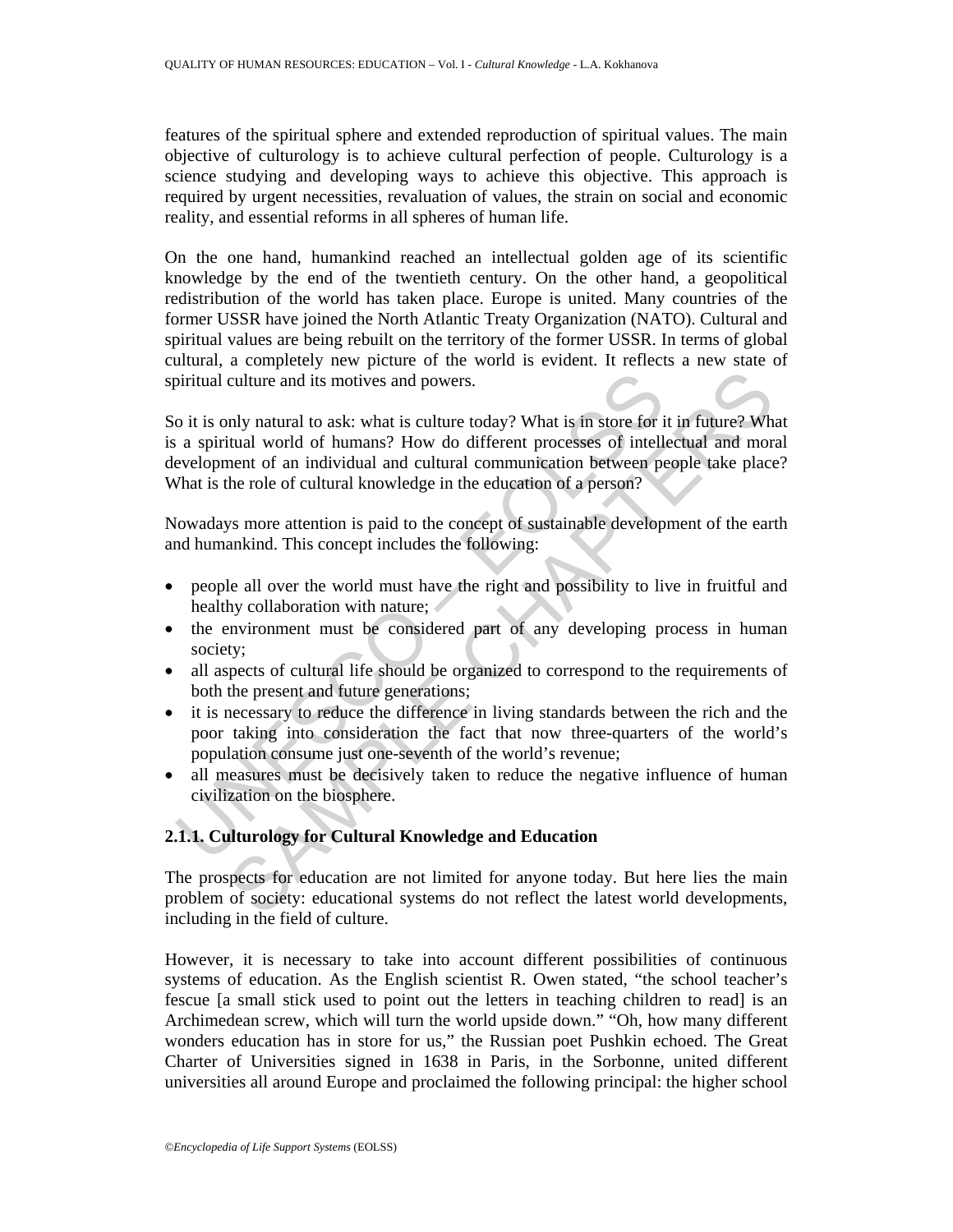features of the spiritual sphere and extended reproduction of spiritual values. The main objective of culturology is to achieve cultural perfection of people. Culturology is a science studying and developing ways to achieve this objective. This approach is required by urgent necessities, revaluation of values, the strain on social and economic reality, and essential reforms in all spheres of human life.

On the one hand, humankind reached an intellectual golden age of its scientific knowledge by the end of the twentieth century. On the other hand, a geopolitical redistribution of the world has taken place. Europe is united. Many countries of the former USSR have joined the North Atlantic Treaty Organization (NATO). Cultural and spiritual values are being rebuilt on the territory of the former USSR. In terms of global cultural, a completely new picture of the world is evident. It reflects a new state of spiritual culture and its motives and powers.

So it is only natural to ask: what is culture today? What is in store for it in future? What is a spiritual world of humans? How do different processes of intellectual and moral development of an individual and cultural communication between people take place? What is the role of cultural knowledge in the education of a person?

Nowadays more attention is paid to the concept of sustainable development of the earth and humankind. This concept includes the following:

- people all over the world must have the right and possibility to live in fruitful and healthy collaboration with nature;
- the environment must be considered part of any developing process in human society;
- all aspects of cultural life should be organized to correspond to the requirements of both the present and future generations;
- it is necessary to reduce the difference in living standards between the rich and the poor taking into consideration the fact that now three-quarters of the world's population consume just one-seventh of the world's revenue;
- all measures must be decisively taken to reduce the negative influence of human civilization on the biosphere.

### 2.1.1. Culturology for Cultural Knowledge and Education

The prospects for education are not limited for anyone today. But here lies the main problem of society: educational systems do not reflect the latest world developments, including in the field of culture.

However, it is necessary to take into account different possibilities of continuous systems of education. As the English scientist R. Owen stated, "the school teacher's fescue [a small stick used to point out the letters in teaching children to read] is an Archimedean screw, which will turn the world upside down." "Oh, how many different wonders education has in store for us," the Russian poet Pushkin echoed. The Great Charter of Universities signed in 1638 in Paris, in the Sorbonne, united different universities all around Europe and proclaimed the following principal: the higher school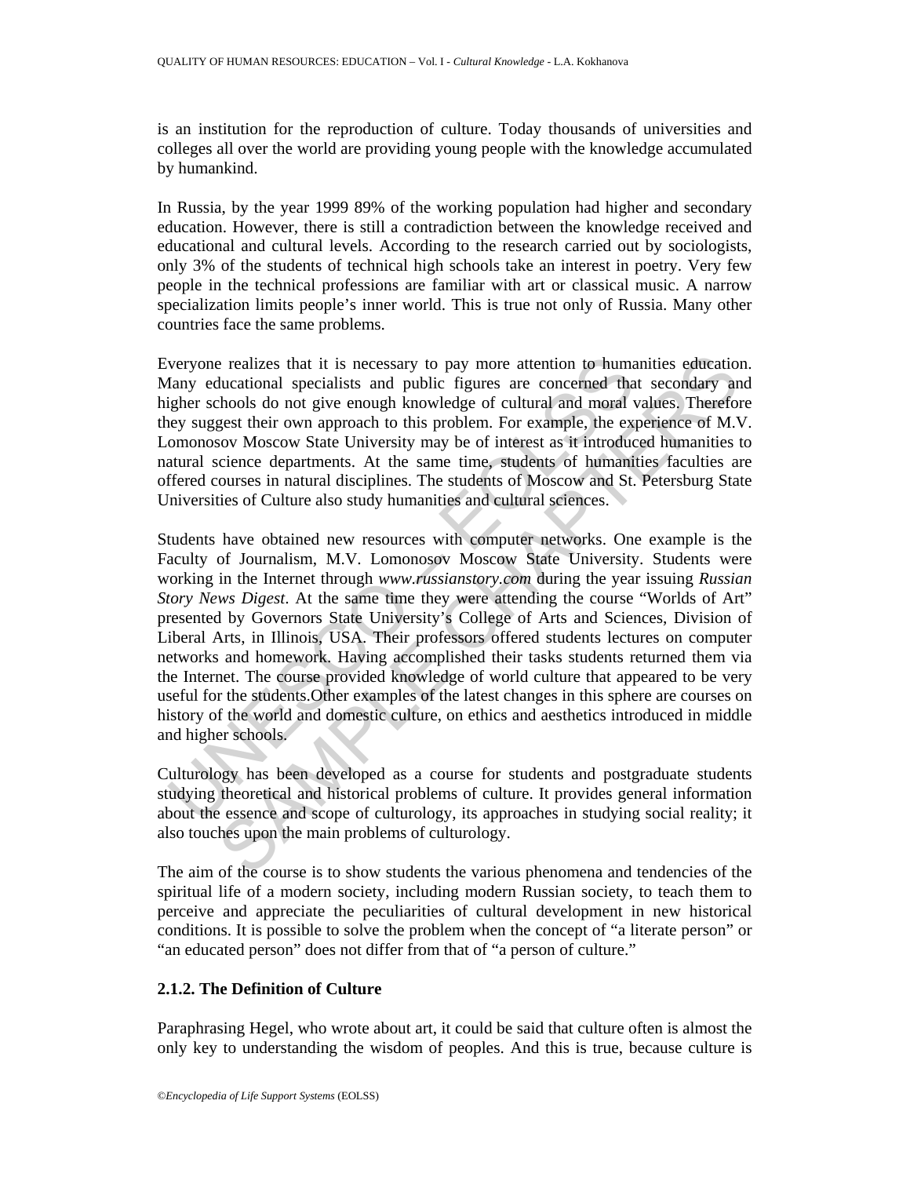is an institution for the reproduction of culture. Today thousands of universities and colleges all over the world are providing young people with the knowledge accumulated by humankind.

In Russia, by the year 1999 89% of the working population had higher and secondary education. However, there is still a contradiction between the knowledge received and educational and cultural levels. According to the research carried out by sociologists, only 3% of the students of technical high schools take an interest in poetry. Very few people in the technical professions are familiar with art or classical music. A narrow specialization limits people's inner world. This is true not only of Russia. Many other countries face the same problems.

Everyone realizes that it is necessary to pay more attention to humanities education. Many educational specialists and public figures are concerned that secondary and higher schools do not give enough knowledge of cultural and moral values. Therefore they suggest their own approach to this problem. For example, the experience of M.V. Lomonosov Moscow State University may be of interest as it introduced humanities to natural science departments. At the same time, students of humanities faculties are offered courses in natural disciplines. The students of Moscow and St. Petersburg State Universities of Culture also study humanities and cultural sciences.

Students have obtained new resources with computer networks. One example is the Faculty of Journalism, M.V. Lomonosov Moscow State University. Students were working in the Internet through *www.russianstory.com* during the year issuing *Russian Story News Digest*. At the same time they were attending the course "Worlds of Art" presented by Governors State University's College of Arts and Sciences, Division of Liberal Arts, in Illinois, USA. Their professors offered students lectures on computer networks and homework. Having accomplished their tasks students returned them via the Internet. The course provided knowledge of world culture that appeared to be very useful for the students.Other examples of the latest changes in this sphere are courses on history of the world and domestic culture, on ethics and aesthetics introduced in middle and higher schools.

Culturology has been developed as a course for students and postgraduate students studying theoretical and historical problems of culture. It provides general information about the essence and scope of culturology, its approaches in studying social reality; it also touches upon the main problems of culturology.

The aim of the course is to show students the various phenomena and tendencies of the spiritual life of a modern society, including modern Russian society, to teach them to perceive and appreciate the peculiarities of cultural development in new historical conditions. It is possible to solve the problem when the concept of "a literate person" or "an educated person" does not differ from that of "a person of culture."

### 2.1.2. The Definition of Culture

Paraphrasing Hegel, who wrote about art, it could be said that culture often is almost the only key to understanding the wisdom of peoples. And this is true, because culture is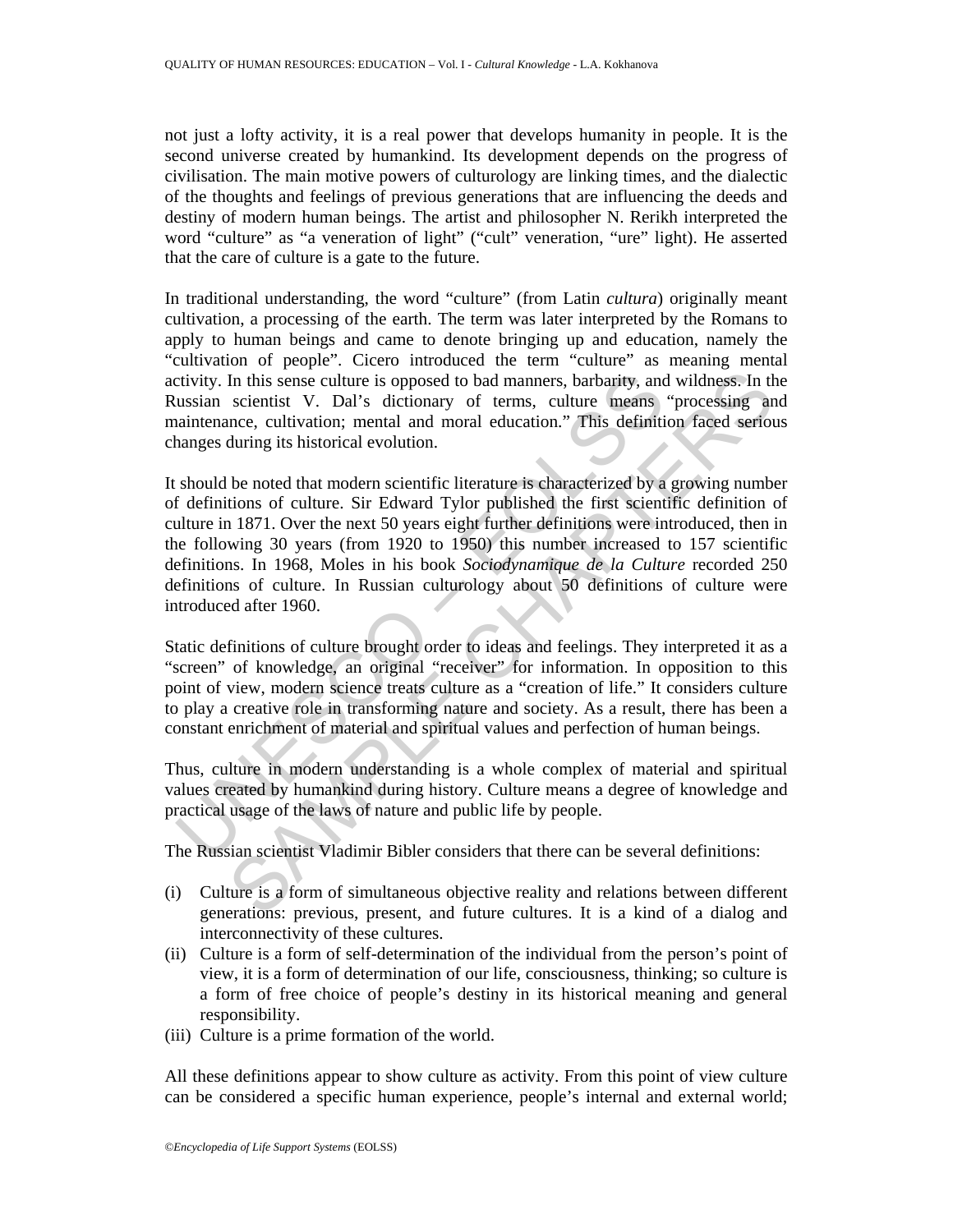not just a lofty activity, it is a real power that develops humanity in people. It is the second universe created by humankind. Its development depends on the progress of civilisation. The main motive powers of culturology are linking times, and the dialectic of the thoughts and feelings of previous generations that are influencing the deeds and destiny of modern human beings. The artist and philosopher N. Rerikh interpreted the word "culture" as "a veneration of light" ("cult" veneration, "ure" light). He asserted that the care of culture is a gate to the future.

In traditional understanding, the word "culture" (from Latin *cultura*) originally meant cultivation, a processing of the earth. The term was later interpreted by the Romans to apply to human beings and came to denote bringing up and education, namely the "cultivation of people". Cicero introduced the term "culture" as meaning mental activity. In this sense culture is opposed to bad manners, barbarity, and wildness. In the Russian scientist V. Dal's dictionary of terms, culture means "processing and maintenance, cultivation; mental and moral education." This definition faced serious changes during its historical evolution.

It should be noted that modern scientific literature is characterized by a growing number of definitions of culture. Sir Edward Tylor published the first scientific definition of culture in 1871. Over the next 50 years eight further definitions were introduced, then in the following 30 years (from 1920 to 1950) this number increased to 157 scientific definitions. In 1968, Moles in his book *Sociodynamique de la Culture* recorded 250 definitions of culture. In Russian culturology about 50 definitions of culture were introduced after 1960.

Static definitions of culture brought order to ideas and feelings. They interpreted it as a "screen" of knowledge, an original "receiver" for information. In opposition to this point of view, modern science treats culture as a "creation of life." It considers culture to play a creative role in transforming nature and society. As a result, there has been a constant enrichment of material and spiritual values and perfection of human beings.

Thus, culture in modern understanding is a whole complex of material and spiritual values created by humankind during history. Culture means a degree of knowledge and practical usage of the laws of nature and public life by people.

The Russian scientist Vladimir Bibler considers that there can be several definitions:

(i) Culture is a form of simultaneous objective reality and relations between different generations: previous, present, and future cultures. It is a kind of a dialog and interconnectivity of these cultures.
(ii) Culture is a form of self-determination of the individual from the person's point of view, it is a form of determination of our life, consciousness, thinking; so culture is a form of free choice of people's destiny in its historical meaning and general responsibility.
(iii) Culture is a prime formation of the world.

All these definitions appear to show culture as activity. From this point of view culture can be considered a specific human experience, people's internal and external world;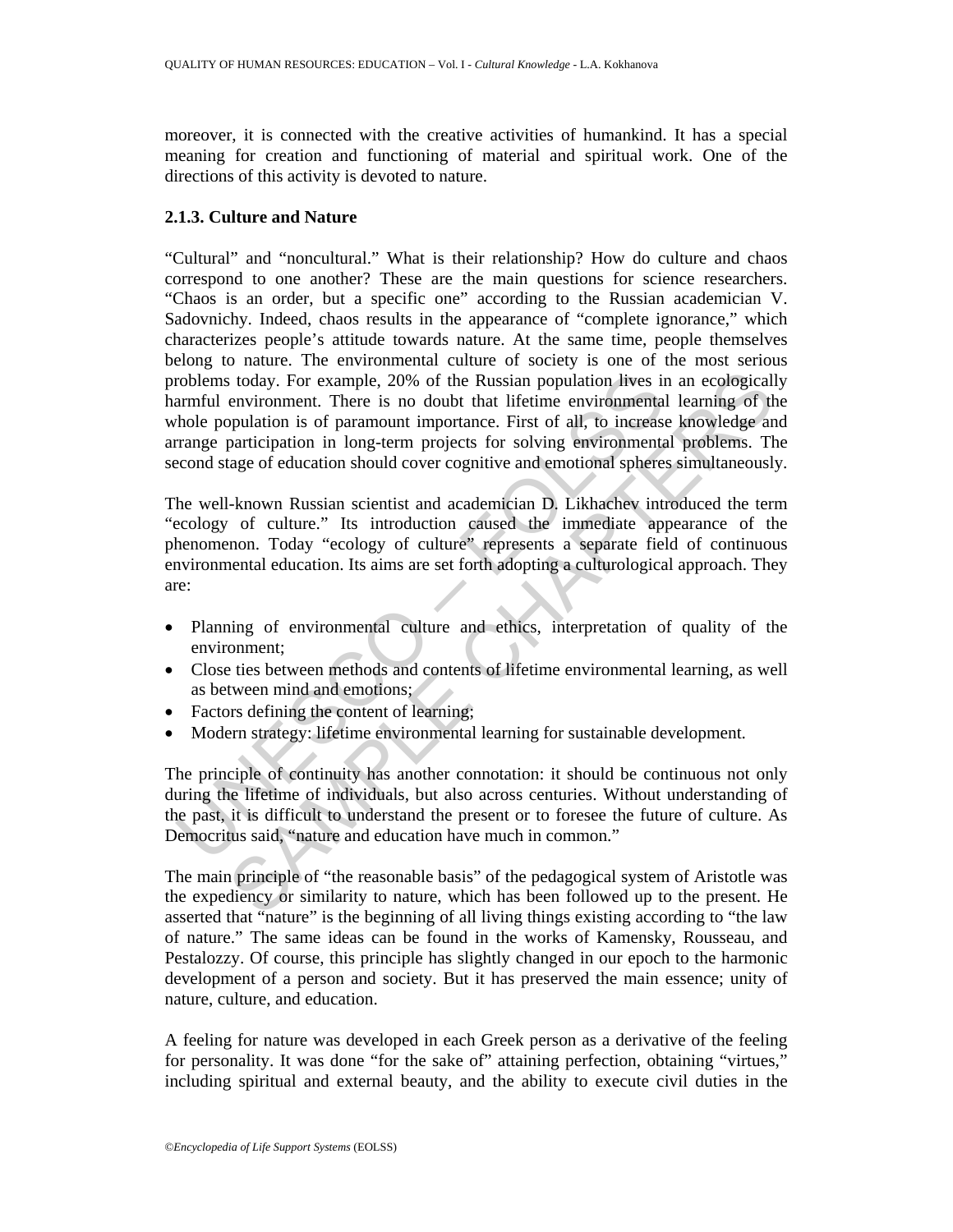moreover, it is connected with the creative activities of humankind. It has a special meaning for creation and functioning of material and spiritual work. One of the directions of this activity is devoted to nature.

### 2.1.3. Culture and Nature

"Cultural" and "noncultural." What is their relationship? How do culture and chaos correspond to one another? These are the main questions for science researchers. "Chaos is an order, but a specific one" according to the Russian academician V. Sadovnichy. Indeed, chaos results in the appearance of "complete ignorance," which characterizes people's attitude towards nature. At the same time, people themselves belong to nature. The environmental culture of society is one of the most serious problems today. For example, 20% of the Russian population lives in an ecologically harmful environment. There is no doubt that lifetime environmental learning of the whole population is of paramount importance. First of all, to increase knowledge and arrange participation in long-term projects for solving environmental problems. The second stage of education should cover cognitive and emotional spheres simultaneously.

The well-known Russian scientist and academician D. Likhachev introduced the term "ecology of culture." Its introduction caused the immediate appearance of the phenomenon. Today "ecology of culture" represents a separate field of continuous environmental education. Its aims are set forth adopting a culturological approach. They are:

- Planning of environmental culture and ethics, interpretation of quality of the environment;
- Close ties between methods and contents of lifetime environmental learning, as well as between mind and emotions;
- Factors defining the content of learning;
- Modern strategy: lifetime environmental learning for sustainable development.

The principle of continuity has another connotation: it should be continuous not only during the lifetime of individuals, but also across centuries. Without understanding of the past, it is difficult to understand the present or to foresee the future of culture. As Democritus said, "nature and education have much in common."

The main principle of "the reasonable basis" of the pedagogical system of Aristotle was the expediency or similarity to nature, which has been followed up to the present. He asserted that "nature" is the beginning of all living things existing according to "the law of nature." The same ideas can be found in the works of Kamensky, Rousseau, and Pestalozzy. Of course, this principle has slightly changed in our epoch to the harmonic development of a person and society. But it has preserved the main essence; unity of nature, culture, and education.

A feeling for nature was developed in each Greek person as a derivative of the feeling for personality. It was done "for the sake of" attaining perfection, obtaining "virtues," including spiritual and external beauty, and the ability to execute civil duties in the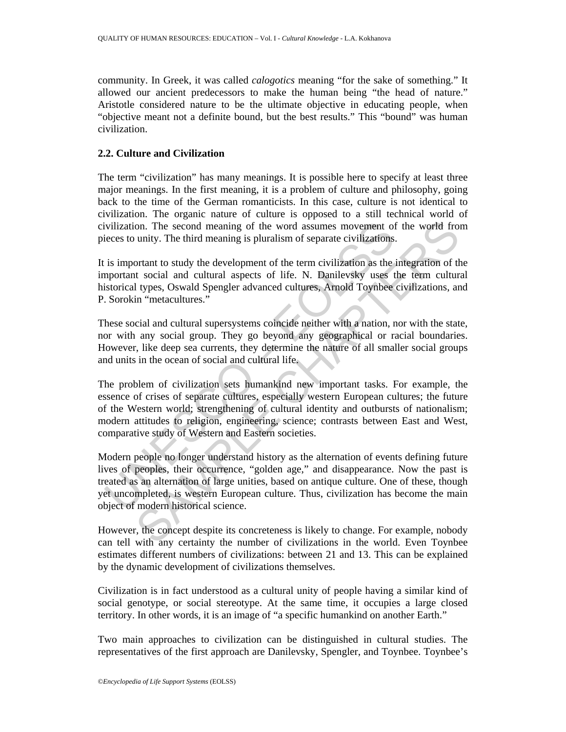community. In Greek, it was called *calogotics* meaning "for the sake of something." It allowed our ancient predecessors to make the human being "the head of nature." Aristotle considered nature to be the ultimate objective in educating people, when "objective meant not a definite bound, but the best results." This "bound" was human civilization.

### 2.2. Culture and Civilization

The term "civilization" has many meanings. It is possible here to specify at least three major meanings. In the first meaning, it is a problem of culture and philosophy, going back to the time of the German romanticists. In this case, culture is not identical to civilization. The organic nature of culture is opposed to a still technical world of civilization. The second meaning of the word assumes movement of the world from pieces to unity. The third meaning is pluralism of separate civilizations.

It is important to study the development of the term civilization as the integration of the important social and cultural aspects of life. N. Danilevsky uses the term cultural historical types, Oswald Spengler advanced cultures, Arnold Toynbee civilizations, and P. Sorokin "metacultures."

These social and cultural supersystems coincide neither with a nation, nor with the state, nor with any social group. They go beyond any geographical or racial boundaries. However, like deep sea currents, they determine the nature of all smaller social groups and units in the ocean of social and cultural life.

The problem of civilization sets humankind new important tasks. For example, the essence of crises of separate cultures, especially western European cultures; the future of the Western world; strengthening of cultural identity and outbursts of nationalism; modern attitudes to religion, engineering, science; contrasts between East and West, comparative study of Western and Eastern societies.

Modern people no longer understand history as the alternation of events defining future lives of peoples, their occurrence, "golden age," and disappearance. Now the past is treated as an alternation of large unities, based on antique culture. One of these, though yet uncompleted, is western European culture. Thus, civilization has become the main object of modern historical science.

However, the concept despite its concreteness is likely to change. For example, nobody can tell with any certainty the number of civilizations in the world. Even Toynbee estimates different numbers of civilizations: between 21 and 13. This can be explained by the dynamic development of civilizations themselves.

Civilization is in fact understood as a cultural unity of people having a similar kind of social genotype, or social stereotype. At the same time, it occupies a large closed territory. In other words, it is an image of "a specific humankind on another Earth."

Two main approaches to civilization can be distinguished in cultural studies. The representatives of the first approach are Danilevsky, Spengler, and Toynbee. Toynbee's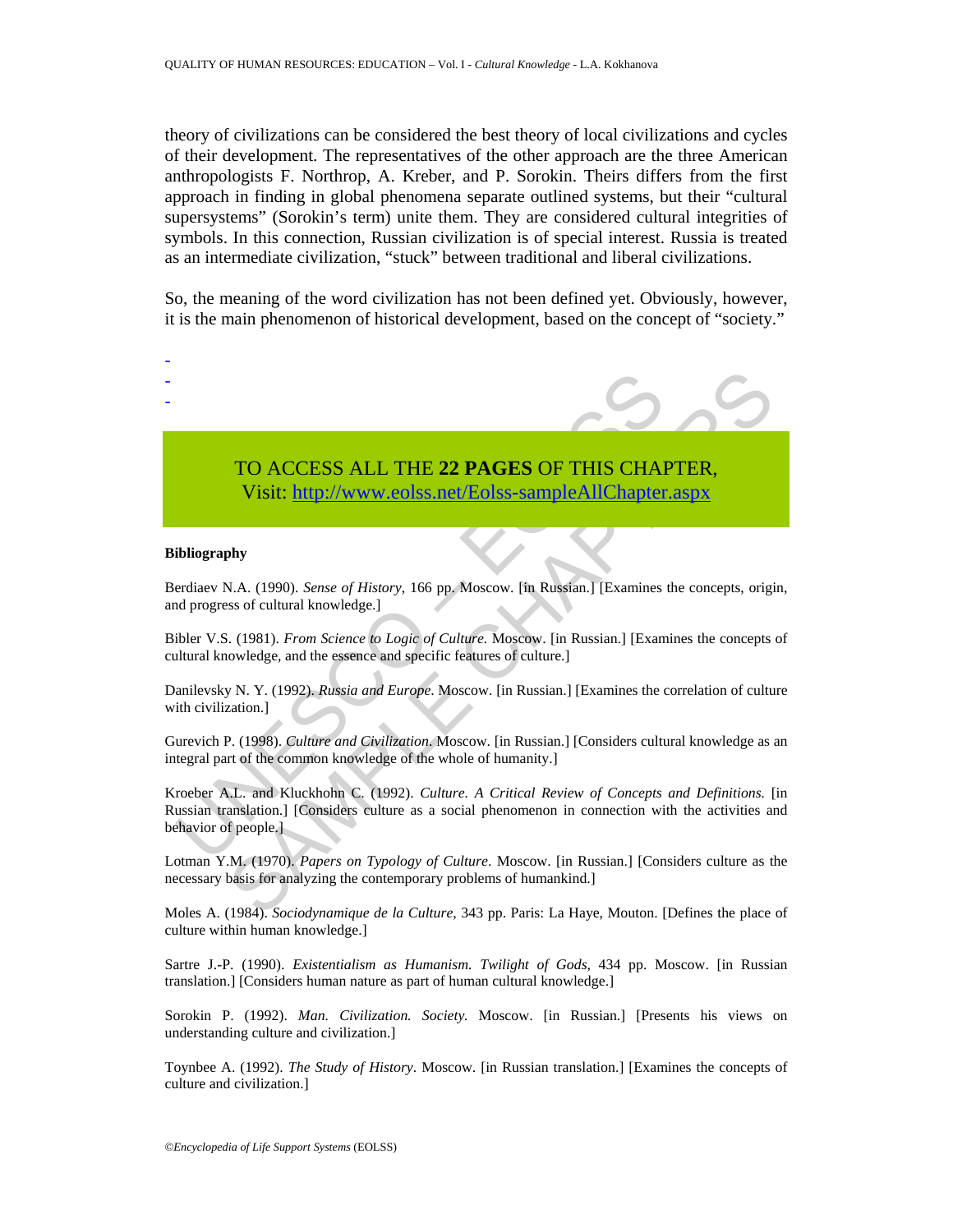theory of civilizations can be considered the best theory of local civilizations and cycles of their development. The representatives of the other approach are the three American anthropologists F. Northrop, A. Kreber, and P. Sorokin. Theirs differs from the first approach in finding in global phenomena separate outlined systems, but their "cultural supersystems" (Sorokin's term) unite them. They are considered cultural integrities of symbols. In this connection, Russian civilization is of special interest. Russia is treated as an intermediate civilization, "stuck" between traditional and liberal civilizations.

So, the meaning of the word civilization has not been defined yet. Obviously, however, it is the main phenomenon of historical development, based on the concept of "society."

-
-
-

TO ACCESS ALL THE **22 PAGES** OF THIS CHAPTER,
Visit: http://www.eolss.net/Eolss-sampleAllChapter.aspx

**Bibliography**

Berdiaev N.A. (1990). *Sense of History*, 166 pp. Moscow. [in Russian.] [Examines the concepts, origin, and progress of cultural knowledge.]

Bibler V.S. (1981). *From Science to Logic of Culture*. Moscow. [in Russian.] [Examines the concepts of cultural knowledge, and the essence and specific features of culture.]

Danilevsky N. Y. (1992). *Russia and Europe*. Moscow. [in Russian.] [Examines the correlation of culture with civilization.]

Gurevich P. (1998). *Culture and Civilization*. Moscow. [in Russian.] [Considers cultural knowledge as an integral part of the common knowledge of the whole of humanity.]

Kroeber A.L. and Kluckhohn C. (1992). *Culture. A Critical Review of Concepts and Definitions.* [in Russian translation.] [Considers culture as a social phenomenon in connection with the activities and behavior of people.]

Lotman Y.M. (1970). *Papers on Typology of Culture*. Moscow. [in Russian.] [Considers culture as the necessary basis for analyzing the contemporary problems of humankind.]

Moles A. (1984). *Sociodynamique de la Culture*, 343 pp. Paris: La Haye, Mouton. [Defines the place of culture within human knowledge.]

Sartre J.-P. (1990). *Existentialism as Humanism. Twilight of Gods*, 434 pp. Moscow. [in Russian translation.] [Considers human nature as part of human cultural knowledge.]

Sorokin P. (1992). *Man. Civilization. Society.* Moscow. [in Russian.] [Presents his views on understanding culture and civilization.]

Toynbee A. (1992). *The Study of History*. Moscow. [in Russian translation.] [Examines the concepts of culture and civilization.]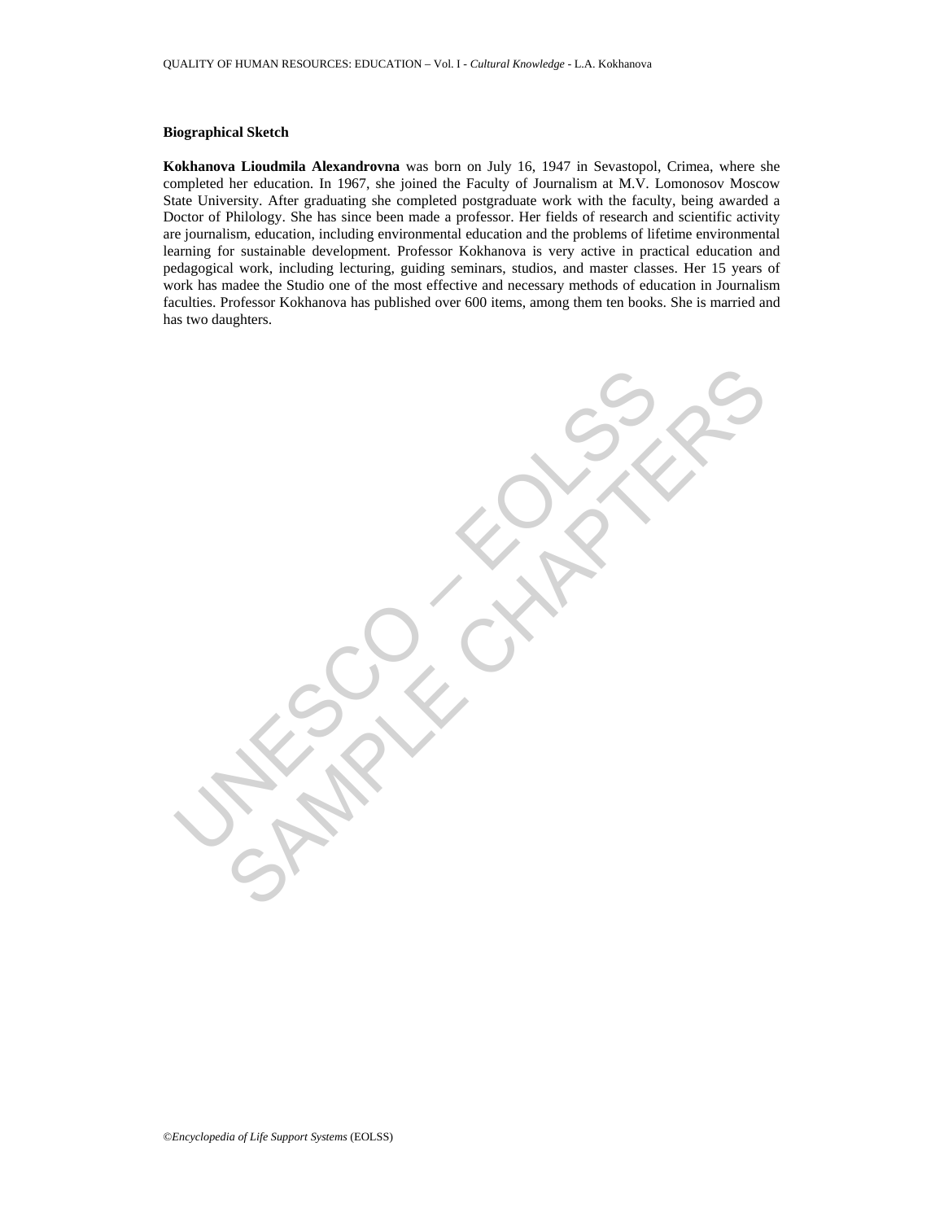### Biographical Sketch

**Kokhanova Lioudmila Alexandrovna** was born on July 16, 1947 in Sevastopol, Crimea, where she completed her education. In 1967, she joined the Faculty of Journalism at M.V. Lomonosov Moscow State University. After graduating she completed postgraduate work with the faculty, being awarded a Doctor of Philology. She has since been made a professor. Her fields of research and scientific activity are journalism, education, including environmental education and the problems of lifetime environmental learning for sustainable development. Professor Kokhanova is very active in practical education and pedagogical work, including lecturing, guiding seminars, studios, and master classes. Her 15 years of work has madee the Studio one of the most effective and necessary methods of education in Journalism faculties. Professor Kokhanova has published over 600 items, among them ten books. She is married and has two daughters.